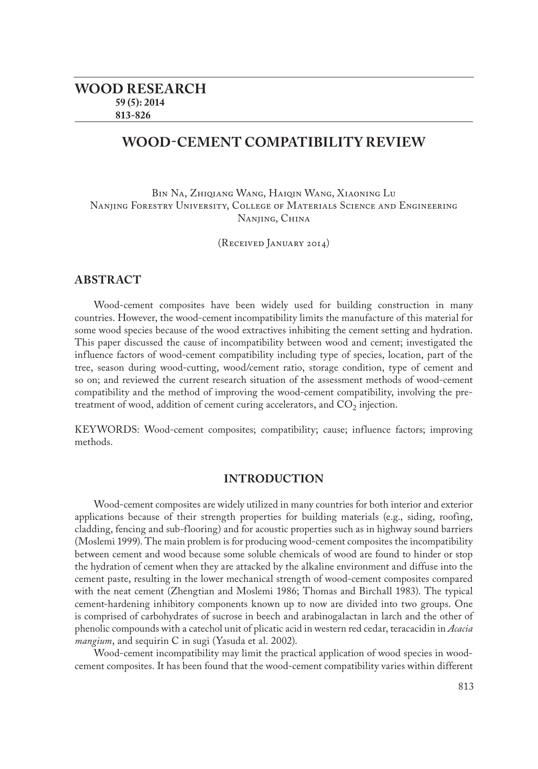# WOOD-CEMENT COMPATIBILITY REVIEW

Bin Na, Zhiqiang Wang, Haiqin Wang, Xiaoning Lu
Nanjing Forestry University, College of Materials Science and Engineering
Nanjing, China

(Received January 2014)

## ABSTRACT

Wood-cement composites have been widely used for building construction in many countries. However, the wood-cement incompatibility limits the manufacture of this material for some wood species because of the wood extractives inhibiting the cement setting and hydration. This paper discussed the cause of incompatibility between wood and cement; investigated the influence factors of wood-cement compatibility including type of species, location, part of the tree, season during wood-cutting, wood/cement ratio, storage condition, type of cement and so on; and reviewed the current research situation of the assessment methods of wood-cement compatibility and the method of improving the wood-cement compatibility, involving the pre-treatment of wood, addition of cement curing accelerators, and $CO_2$ injection.

KEYWORDS: Wood-cement composites; compatibility; cause; influence factors; improving methods.

## INTRODUCTION

Wood-cement composites are widely utilized in many countries for both interior and exterior applications because of their strength properties for building materials (e.g., siding, roofing, cladding, fencing and sub-flooring) and for acoustic properties such as in highway sound barriers (Moslemi 1999). The main problem is for producing wood-cement composites the incompatibility between cement and wood because some soluble chemicals of wood are found to hinder or stop the hydration of cement when they are attacked by the alkaline environment and diffuse into the cement paste, resulting in the lower mechanical strength of wood-cement composites compared with the neat cement (Zhengtian and Moslemi 1986; Thomas and Birchall 1983). The typical cement-hardening inhibitory components known up to now are divided into two groups. One is comprised of carbohydrates of sucrose in beech and arabinogalactan in larch and the other of phenolic compounds with a catechol unit of plicatic acid in western red cedar, teracacidin in *Acacia mangium*, and sequirin C in sugi (Yasuda et al. 2002).

Wood-cement incompatibility may limit the practical application of wood species in wood-cement composites. It has been found that the wood-cement compatibility varies within different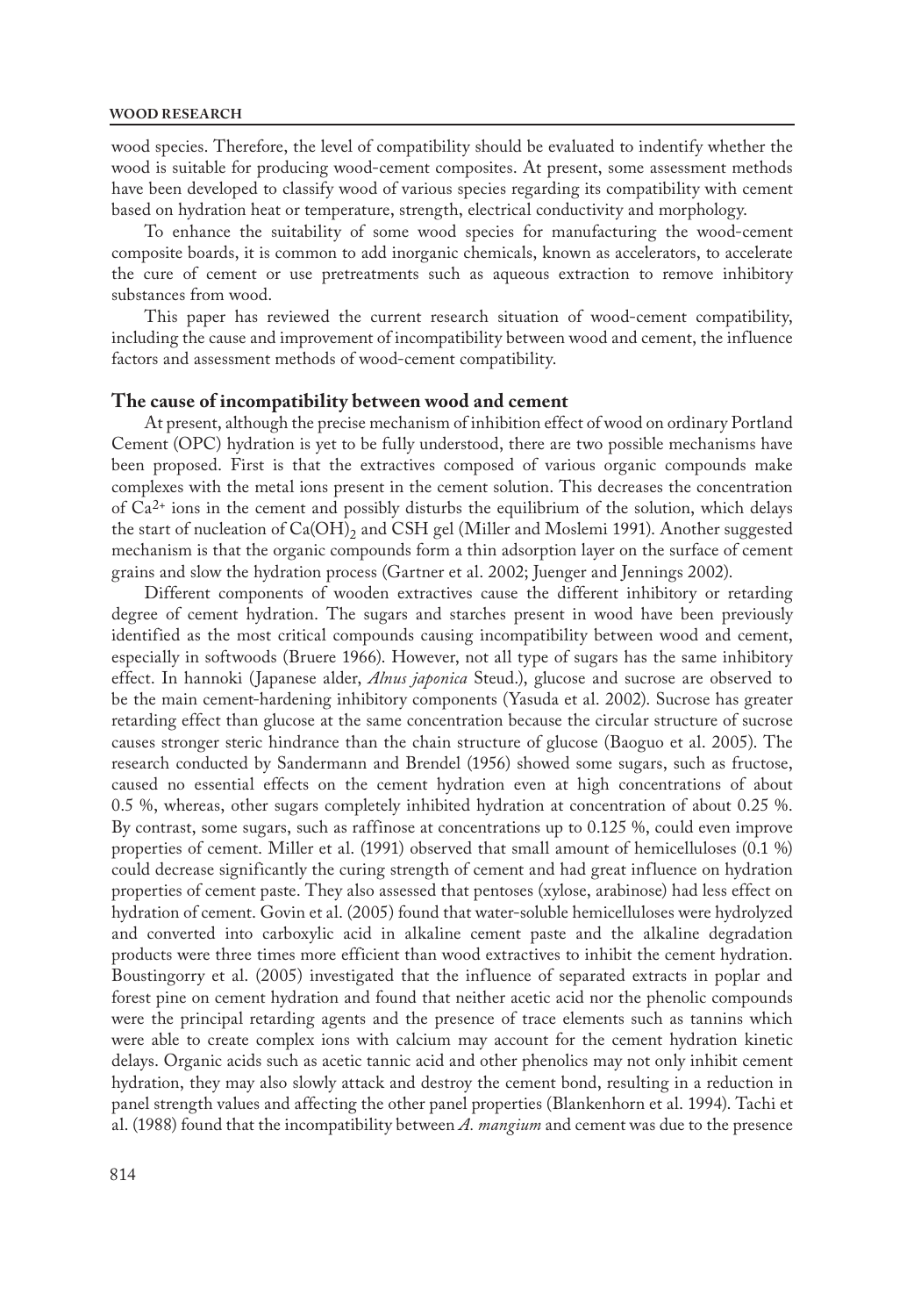wood species. Therefore, the level of compatibility should be evaluated to indentify whether the wood is suitable for producing wood-cement composites. At present, some assessment methods have been developed to classify wood of various species regarding its compatibility with cement based on hydration heat or temperature, strength, electrical conductivity and morphology.

To enhance the suitability of some wood species for manufacturing the wood-cement composite boards, it is common to add inorganic chemicals, known as accelerators, to accelerate the cure of cement or use pretreatments such as aqueous extraction to remove inhibitory substances from wood.

This paper has reviewed the current research situation of wood-cement compatibility, including the cause and improvement of incompatibility between wood and cement, the influence factors and assessment methods of wood-cement compatibility.

## The cause of incompatibility between wood and cement

At present, although the precise mechanism of inhibition effect of wood on ordinary Portland Cement (OPC) hydration is yet to be fully understood, there are two possible mechanisms have been proposed. First is that the extractives composed of various organic compounds make complexes with the metal ions present in the cement solution. This decreases the concentration of $Ca^{2+}$ ions in the cement and possibly disturbs the equilibrium of the solution, which delays the start of nucleation of $Ca(OH)_2$ and CSH gel (Miller and Moslemi 1991). Another suggested mechanism is that the organic compounds form a thin adsorption layer on the surface of cement grains and slow the hydration process (Gartner et al. 2002; Juenger and Jennings 2002).

Different components of wooden extractives cause the different inhibitory or retarding degree of cement hydration. The sugars and starches present in wood have been previously identified as the most critical compounds causing incompatibility between wood and cement, especially in softwoods (Bruere 1966). However, not all type of sugars has the same inhibitory effect. In hannoki (Japanese alder, *Alnus japonica* Steud.), glucose and sucrose are observed to be the main cement-hardening inhibitory components (Yasuda et al. 2002). Sucrose has greater retarding effect than glucose at the same concentration because the circular structure of sucrose causes stronger steric hindrance than the chain structure of glucose (Baoguo et al. 2005). The research conducted by Sandermann and Brendel (1956) showed some sugars, such as fructose, caused no essential effects on the cement hydration even at high concentrations of about 0.5 %, whereas, other sugars completely inhibited hydration at concentration of about 0.25 %. By contrast, some sugars, such as raffinose at concentrations up to 0.125 %, could even improve properties of cement. Miller et al. (1991) observed that small amount of hemicelluloses (0.1 %) could decrease significantly the curing strength of cement and had great influence on hydration properties of cement paste. They also assessed that pentoses (xylose, arabinose) had less effect on hydration of cement. Govin et al. (2005) found that water-soluble hemicelluloses were hydrolyzed and converted into carboxylic acid in alkaline cement paste and the alkaline degradation products were three times more efficient than wood extractives to inhibit the cement hydration. Boustingorry et al. (2005) investigated that the influence of separated extracts in poplar and forest pine on cement hydration and found that neither acetic acid nor the phenolic compounds were the principal retarding agents and the presence of trace elements such as tannins which were able to create complex ions with calcium may account for the cement hydration kinetic delays. Organic acids such as acetic tannic acid and other phenolics may not only inhibit cement hydration, they may also slowly attack and destroy the cement bond, resulting in a reduction in panel strength values and affecting the other panel properties (Blankenhorn et al. 1994). Tachi et al. (1988) found that the incompatibility between *A. mangium* and cement was due to the presence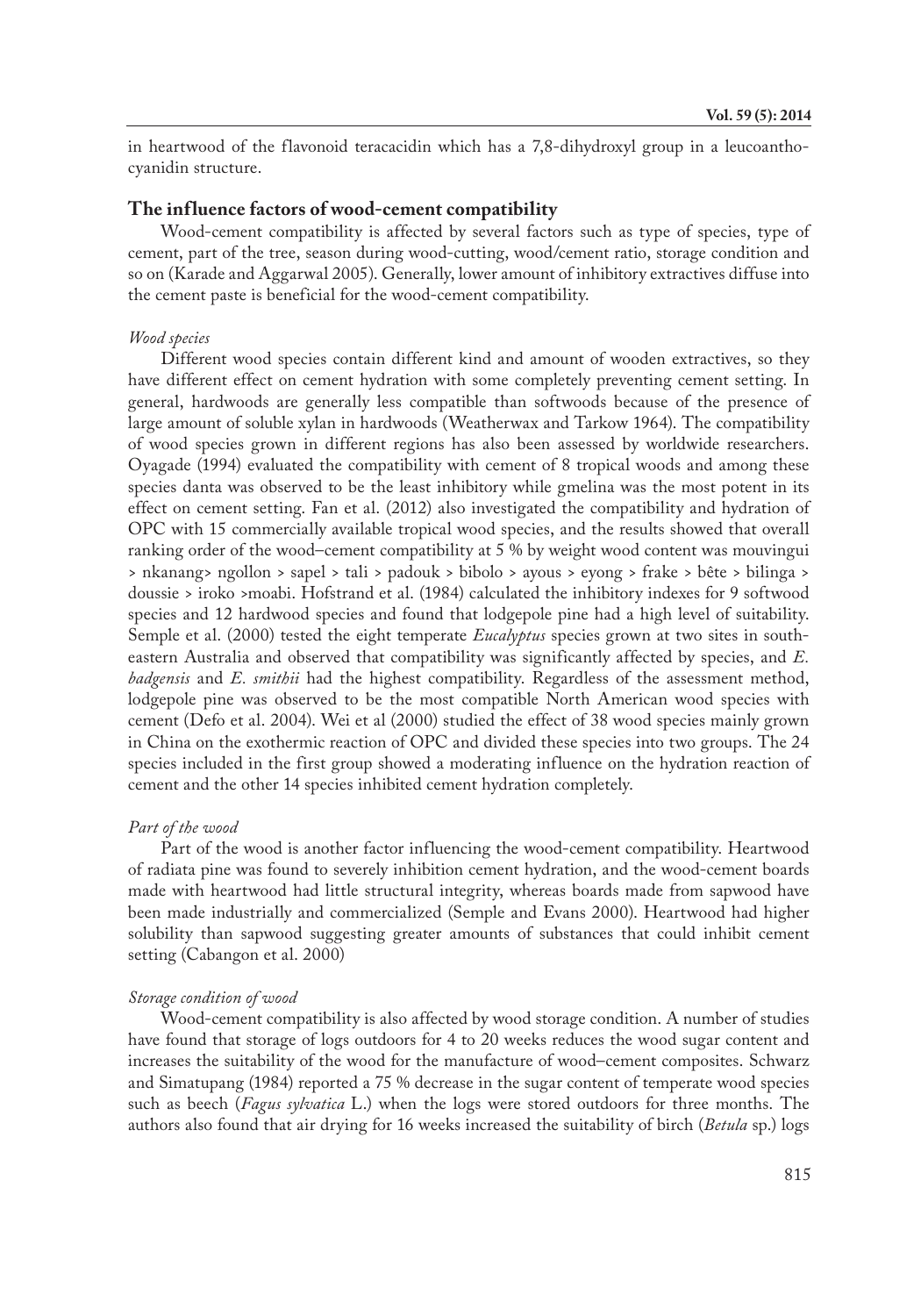in heartwood of the flavonoid teracacidin which has a 7,8-dihydroxyl group in a leucoanthocyanidin structure.

## The influence factors of wood-cement compatibility

Wood-cement compatibility is affected by several factors such as type of species, type of cement, part of the tree, season during wood-cutting, wood/cement ratio, storage condition and so on (Karade and Aggarwal 2005). Generally, lower amount of inhibitory extractives diffuse into the cement paste is beneficial for the wood-cement compatibility.

### *Wood species*

Different wood species contain different kind and amount of wooden extractives, so they have different effect on cement hydration with some completely preventing cement setting. In general, hardwoods are generally less compatible than softwoods because of the presence of large amount of soluble xylan in hardwoods (Weatherwax and Tarkow 1964). The compatibility of wood species grown in different regions has also been assessed by worldwide researchers. Oyagade (1994) evaluated the compatibility with cement of 8 tropical woods and among these species danta was observed to be the least inhibitory while gmelina was the most potent in its effect on cement setting. Fan et al. (2012) also investigated the compatibility and hydration of OPC with 15 commercially available tropical wood species, and the results showed that overall ranking order of the wood–cement compatibility at 5 % by weight wood content was mouvingui > nkanang> ngollon > sapel > tali > padouk > bibolo > ayous > eyong > frake > bête > bilinga > doussie > iroko >moabi. Hofstrand et al. (1984) calculated the inhibitory indexes for 9 softwood species and 12 hardwood species and found that lodgepole pine had a high level of suitability. Semple et al. (2000) tested the eight temperate *Eucalyptus* species grown at two sites in south-eastern Australia and observed that compatibility was significantly affected by species, and *E. badgensis* and *E. smithii* had the highest compatibility. Regardless of the assessment method, lodgepole pine was observed to be the most compatible North American wood species with cement (Defo et al. 2004). Wei et al (2000) studied the effect of 38 wood species mainly grown in China on the exothermic reaction of OPC and divided these species into two groups. The 24 species included in the first group showed a moderating influence on the hydration reaction of cement and the other 14 species inhibited cement hydration completely.

### *Part of the wood*

Part of the wood is another factor influencing the wood-cement compatibility. Heartwood of radiata pine was found to severely inhibition cement hydration, and the wood-cement boards made with heartwood had little structural integrity, whereas boards made from sapwood have been made industrially and commercialized (Semple and Evans 2000). Heartwood had higher solubility than sapwood suggesting greater amounts of substances that could inhibit cement setting (Cabangon et al. 2000)

### *Storage condition of wood*

Wood-cement compatibility is also affected by wood storage condition. A number of studies have found that storage of logs outdoors for 4 to 20 weeks reduces the wood sugar content and increases the suitability of the wood for the manufacture of wood–cement composites. Schwarz and Simatupang (1984) reported a 75 % decrease in the sugar content of temperate wood species such as beech (*Fagus sylvatica* L.) when the logs were stored outdoors for three months. The authors also found that air drying for 16 weeks increased the suitability of birch (*Betula* sp.) logs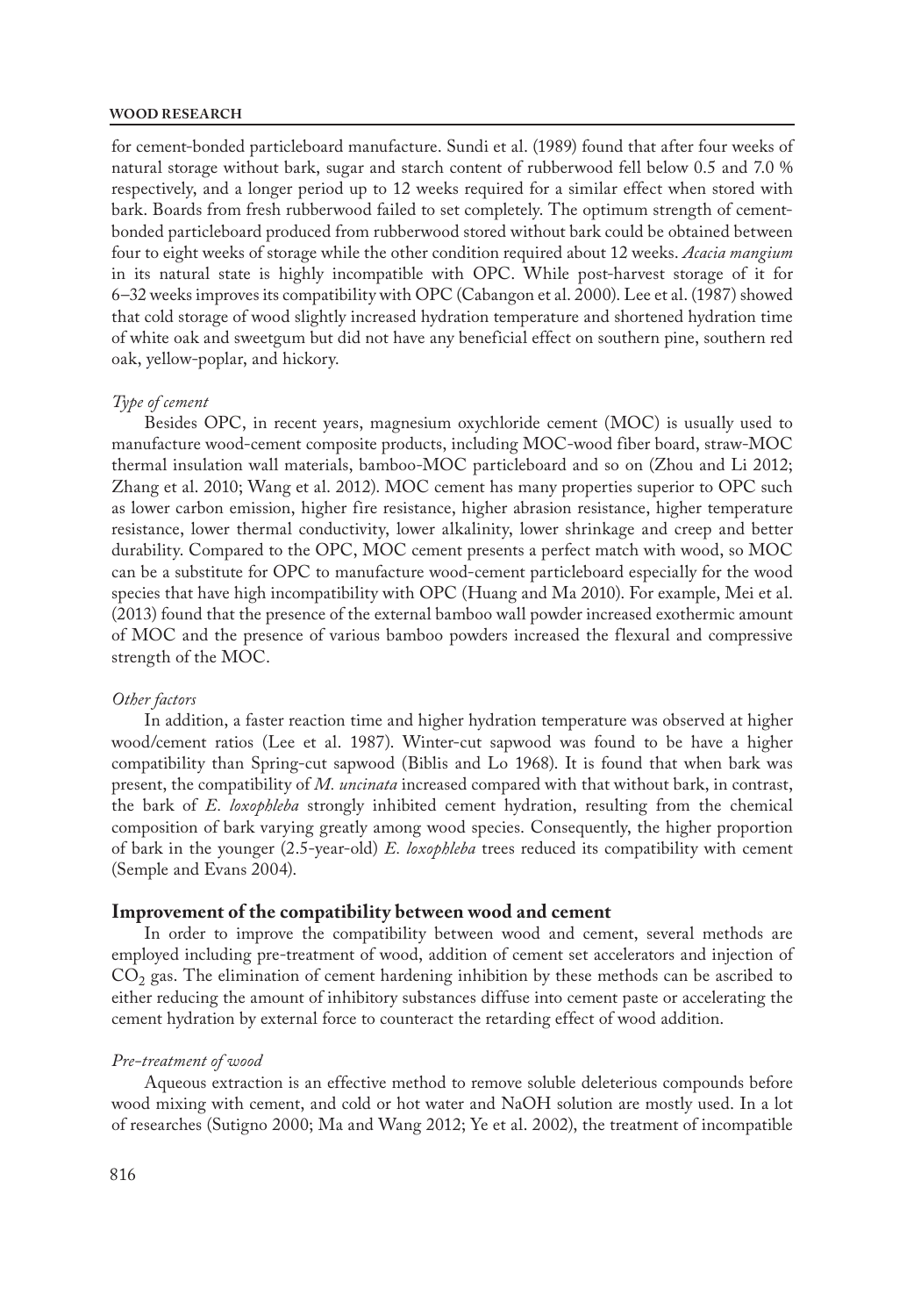for cement-bonded particleboard manufacture. Sundi et al. (1989) found that after four weeks of natural storage without bark, sugar and starch content of rubberwood fell below 0.5 and 7.0 % respectively, and a longer period up to 12 weeks required for a similar effect when stored with bark. Boards from fresh rubberwood failed to set completely. The optimum strength of cement-bonded particleboard produced from rubberwood stored without bark could be obtained between four to eight weeks of storage while the other condition required about 12 weeks. *Acacia mangium* in its natural state is highly incompatible with OPC. While post-harvest storage of it for 6–32 weeks improves its compatibility with OPC (Cabangon et al. 2000). Lee et al. (1987) showed that cold storage of wood slightly increased hydration temperature and shortened hydration time of white oak and sweetgum but did not have any beneficial effect on southern pine, southern red oak, yellow-poplar, and hickory.

#### *Type of cement*

Besides OPC, in recent years, magnesium oxychloride cement (MOC) is usually used to manufacture wood-cement composite products, including MOC-wood fiber board, straw-MOC thermal insulation wall materials, bamboo-MOC particleboard and so on (Zhou and Li 2012; Zhang et al. 2010; Wang et al. 2012). MOC cement has many properties superior to OPC such as lower carbon emission, higher fire resistance, higher abrasion resistance, higher temperature resistance, lower thermal conductivity, lower alkalinity, lower shrinkage and creep and better durability. Compared to the OPC, MOC cement presents a perfect match with wood, so MOC can be a substitute for OPC to manufacture wood-cement particleboard especially for the wood species that have high incompatibility with OPC (Huang and Ma 2010). For example, Mei et al. (2013) found that the presence of the external bamboo wall powder increased exothermic amount of MOC and the presence of various bamboo powders increased the flexural and compressive strength of the MOC.

#### *Other factors*

In addition, a faster reaction time and higher hydration temperature was observed at higher wood/cement ratios (Lee et al. 1987). Winter-cut sapwood was found to be have a higher compatibility than Spring-cut sapwood (Biblis and Lo 1968). It is found that when bark was present, the compatibility of *M. uncinata* increased compared with that without bark, in contrast, the bark of *E. loxophleba* strongly inhibited cement hydration, resulting from the chemical composition of bark varying greatly among wood species. Consequently, the higher proportion of bark in the younger (2.5-year-old) *E. loxophleba* trees reduced its compatibility with cement (Semple and Evans 2004).

### Improvement of the compatibility between wood and cement

In order to improve the compatibility between wood and cement, several methods are employed including pre-treatment of wood, addition of cement set accelerators and injection of $CO_2$ gas. The elimination of cement hardening inhibition by these methods can be ascribed to either reducing the amount of inhibitory substances diffuse into cement paste or accelerating the cement hydration by external force to counteract the retarding effect of wood addition.

#### *Pre-treatment of wood*

Aqueous extraction is an effective method to remove soluble deleterious compounds before wood mixing with cement, and cold or hot water and NaOH solution are mostly used. In a lot of researches (Sutigno 2000; Ma and Wang 2012; Ye et al. 2002), the treatment of incompatible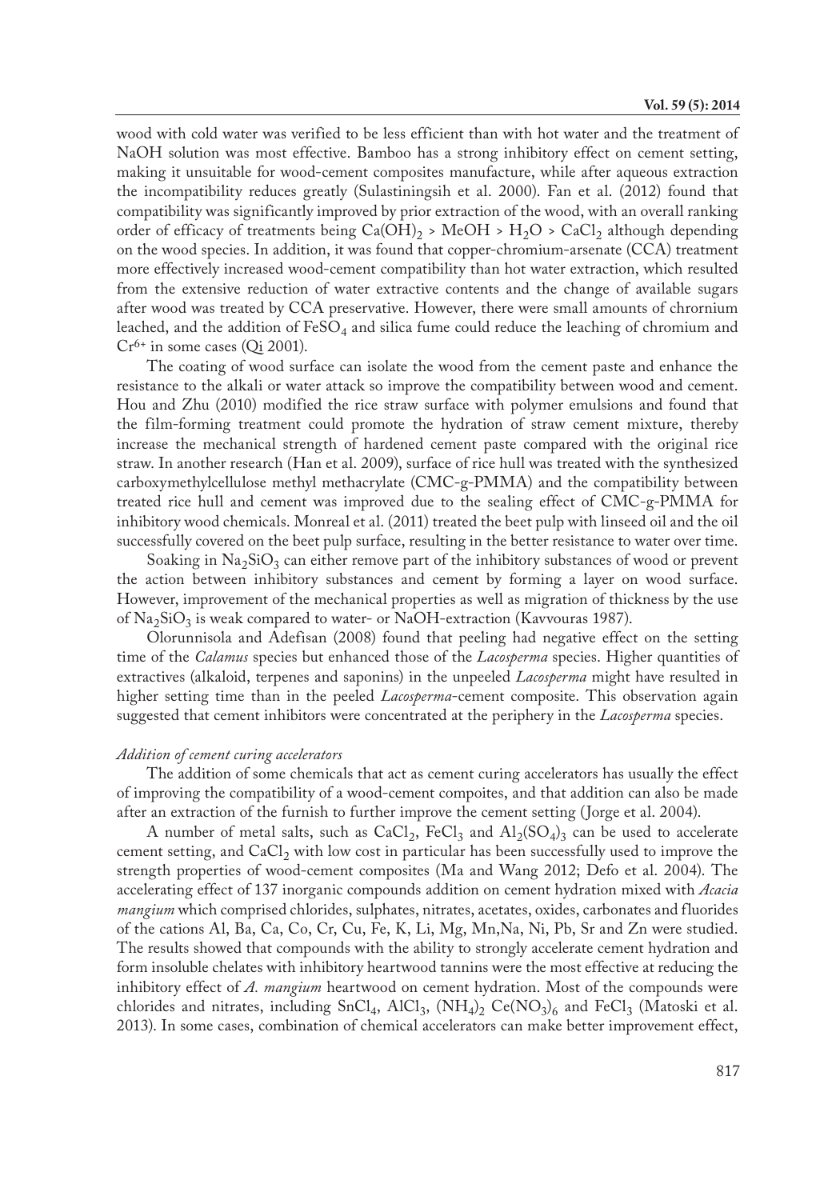wood with cold water was verified to be less efficient than with hot water and the treatment of NaOH solution was most effective. Bamboo has a strong inhibitory effect on cement setting, making it unsuitable for wood-cement composites manufacture, while after aqueous extraction the incompatibility reduces greatly (Sulastiningsih et al. 2000). Fan et al. (2012) found that compatibility was significantly improved by prior extraction of the wood, with an overall ranking order of efficacy of treatments being $Ca(OH)_2$ > MeOH > $H_2O$ > $CaCl_2$ although depending on the wood species. In addition, it was found that copper-chromium-arsenate (CCA) treatment more effectively increased wood-cement compatibility than hot water extraction, which resulted from the extensive reduction of water extractive contents and the change of available sugars after wood was treated by CCA preservative. However, there were small amounts of chrornium leached, and the addition of $FeSO_4$ and silica fume could reduce the leaching of chromium and $Cr^{6+}$ in some cases (Qi 2001).

The coating of wood surface can isolate the wood from the cement paste and enhance the resistance to the alkali or water attack so improve the compatibility between wood and cement. Hou and Zhu (2010) modified the rice straw surface with polymer emulsions and found that the film-forming treatment could promote the hydration of straw cement mixture, thereby increase the mechanical strength of hardened cement paste compared with the original rice straw. In another research (Han et al. 2009), surface of rice hull was treated with the synthesized carboxymethylcellulose methyl methacrylate (CMC-g-PMMA) and the compatibility between treated rice hull and cement was improved due to the sealing effect of CMC-g-PMMA for inhibitory wood chemicals. Monreal et al. (2011) treated the beet pulp with linseed oil and the oil successfully covered on the beet pulp surface, resulting in the better resistance to water over time.

Soaking in $Na_2SiO_3$ can either remove part of the inhibitory substances of wood or prevent the action between inhibitory substances and cement by forming a layer on wood surface. However, improvement of the mechanical properties as well as migration of thickness by the use of $Na_2SiO_3$ is weak compared to water- or NaOH-extraction (Kavvouras 1987).

Olorunnisola and Adefisan (2008) found that peeling had negative effect on the setting time of the *Calamus* species but enhanced those of the *Lacosperma* species. Higher quantities of extractives (alkaloid, terpenes and saponins) in the unpeeled *Lacosperma* might have resulted in higher setting time than in the peeled *Lacosperma*-cement composite. This observation again suggested that cement inhibitors were concentrated at the periphery in the *Lacosperma* species.

*Addition of cement curing accelerators*

The addition of some chemicals that act as cement curing accelerators has usually the effect of improving the compatibility of a wood-cement compoites, and that addition can also be made after an extraction of the furnish to further improve the cement setting (Jorge et al. 2004).

A number of metal salts, such as $CaCl_2$, $FeCl_3$ and $Al_2(SO_4)_3$ can be used to accelerate cement setting, and $CaCl_2$ with low cost in particular has been successfully used to improve the strength properties of wood-cement composites (Ma and Wang 2012; Defo et al. 2004). The accelerating effect of 137 inorganic compounds addition on cement hydration mixed with *Acacia mangium* which comprised chlorides, sulphates, nitrates, acetates, oxides, carbonates and fluorides of the cations Al, Ba, Ca, Co, Cr, Cu, Fe, K, Li, Mg, Mn,Na, Ni, Pb, Sr and Zn were studied. The results showed that compounds with the ability to strongly accelerate cement hydration and form insoluble chelates with inhibitory heartwood tannins were the most effective at reducing the inhibitory effect of *A. mangium* heartwood on cement hydration. Most of the compounds were chlorides and nitrates, including $SnCl_4$, $AlCl_3$, $(NH_4)_2$ $Ce(NO_3)_6$ and $FeCl_3$ (Matoski et al. 2013). In some cases, combination of chemical accelerators can make better improvement effect,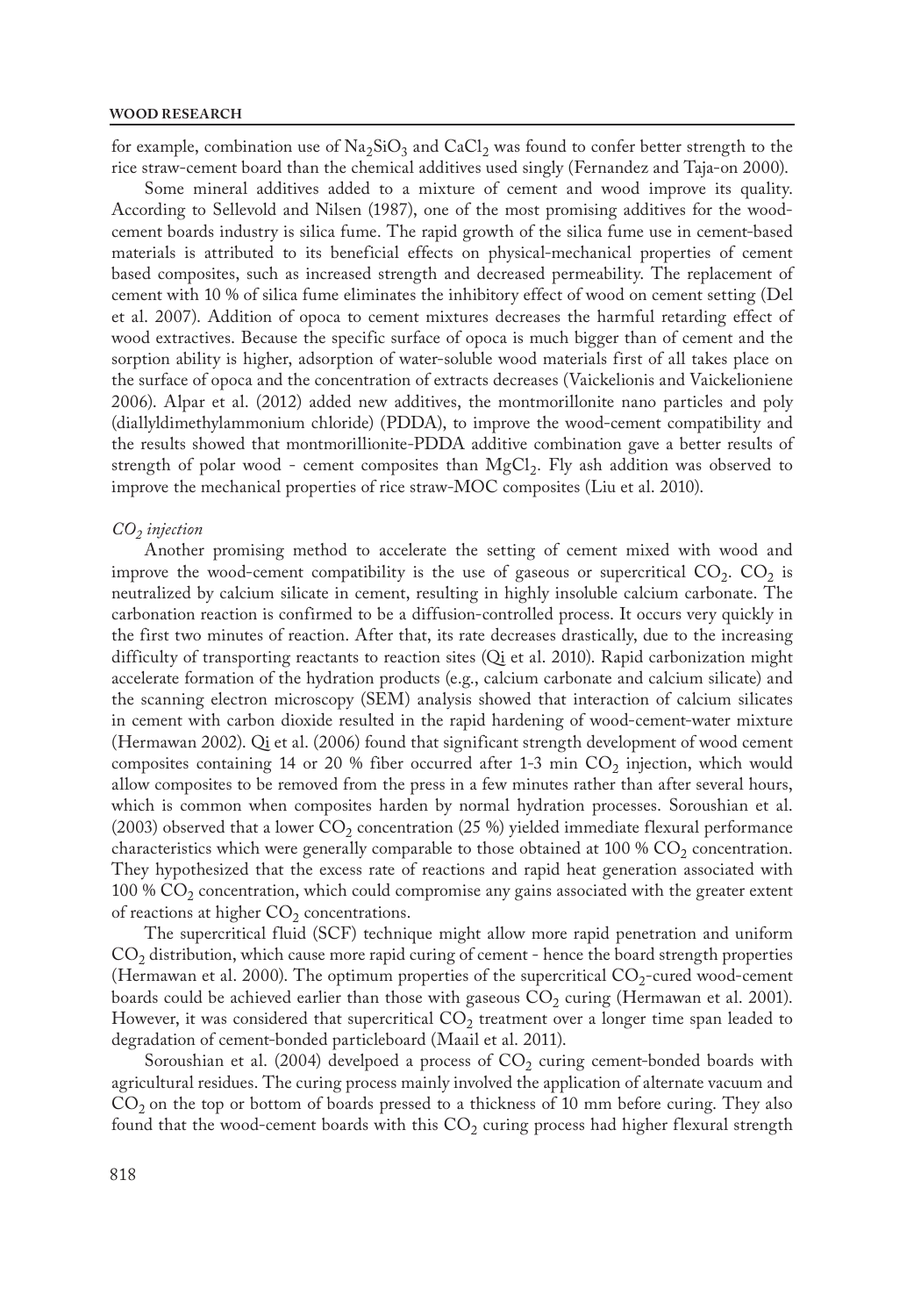for example, combination use of $Na_2SiO_3$ and $CaCl_2$ was found to confer better strength to the rice straw-cement board than the chemical additives used singly (Fernandez and Taja-on 2000).

Some mineral additives added to a mixture of cement and wood improve its quality. According to Sellevold and Nilsen (1987), one of the most promising additives for the wood-cement boards industry is silica fume. The rapid growth of the silica fume use in cement-based materials is attributed to its beneficial effects on physical-mechanical properties of cement based composites, such as increased strength and decreased permeability. The replacement of cement with 10 % of silica fume eliminates the inhibitory effect of wood on cement setting (Del et al. 2007). Addition of opoca to cement mixtures decreases the harmful retarding effect of wood extractives. Because the specific surface of opoca is much bigger than of cement and the sorption ability is higher, adsorption of water-soluble wood materials first of all takes place on the surface of opoca and the concentration of extracts decreases (Vaickelionis and Vaickelioniene 2006). Alpar et al. (2012) added new additives, the montmorillonite nano particles and poly (diallyldimethylammonium chloride) (PDDA), to improve the wood-cement compatibility and the results showed that montmorillionite-PDDA additive combination gave a better results of strength of polar wood - cement composites than $MgCl_2$. Fly ash addition was observed to improve the mechanical properties of rice straw-MOC composites (Liu et al. 2010).

*$CO_2$ injection*

Another promising method to accelerate the setting of cement mixed with wood and improve the wood-cement compatibility is the use of gaseous or supercritical $CO_2$. $CO_2$ is neutralized by calcium silicate in cement, resulting in highly insoluble calcium carbonate. The carbonation reaction is confirmed to be a diffusion-controlled process. It occurs very quickly in the first two minutes of reaction. After that, its rate decreases drastically, due to the increasing difficulty of transporting reactants to reaction sites (Qi et al. 2010). Rapid carbonization might accelerate formation of the hydration products (e.g., calcium carbonate and calcium silicate) and the scanning electron microscopy (SEM) analysis showed that interaction of calcium silicates in cement with carbon dioxide resulted in the rapid hardening of wood-cement-water mixture (Hermawan 2002). Qi et al. (2006) found that significant strength development of wood cement composites containing 14 or 20 % fiber occurred after 1-3 min $CO_2$ injection, which would allow composites to be removed from the press in a few minutes rather than after several hours, which is common when composites harden by normal hydration processes. Soroushian et al. (2003) observed that a lower $CO_2$ concentration (25 %) yielded immediate flexural performance characteristics which were generally comparable to those obtained at 100 % $CO_2$ concentration. They hypothesized that the excess rate of reactions and rapid heat generation associated with 100 % $CO_2$ concentration, which could compromise any gains associated with the greater extent of reactions at higher $CO_2$ concentrations.

The supercritical fluid (SCF) technique might allow more rapid penetration and uniform $CO_2$ distribution, which cause more rapid curing of cement - hence the board strength properties (Hermawan et al. 2000). The optimum properties of the supercritical $CO_2$-cured wood-cement boards could be achieved earlier than those with gaseous $CO_2$ curing (Hermawan et al. 2001). However, it was considered that supercritical $CO_2$ treatment over a longer time span leaded to degradation of cement-bonded particleboard (Maail et al. 2011).

Soroushian et al. (2004) develpoed a process of $CO_2$ curing cement-bonded boards with agricultural residues. The curing process mainly involved the application of alternate vacuum and $CO_2$ on the top or bottom of boards pressed to a thickness of 10 mm before curing. They also found that the wood-cement boards with this $CO_2$ curing process had higher flexural strength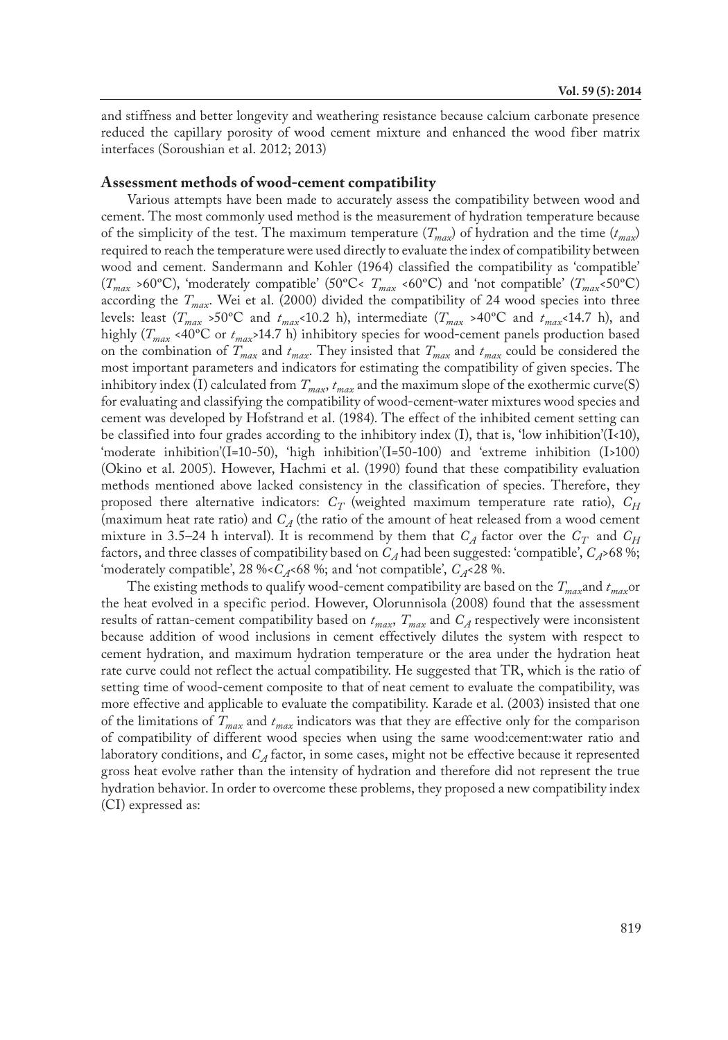and stiffness and better longevity and weathering resistance because calcium carbonate presence reduced the capillary porosity of wood cement mixture and enhanced the wood fiber matrix interfaces (Soroushian et al. 2012; 2013)

## Assessment methods of wood-cement compatibility

Various attempts have been made to accurately assess the compatibility between wood and cement. The most commonly used method is the measurement of hydration temperature because of the simplicity of the test. The maximum temperature ($T_{max}$) of hydration and the time ($t_{max}$) required to reach the temperature were used directly to evaluate the index of compatibility between wood and cement. Sandermann and Kohler (1964) classified the compatibility as 'compatible' ($T_{max}$ >60ºC), 'moderately compatible' (50ºC< $T_{max}$ <60ºC) and 'not compatible' ($T_{max}$<50ºC) according the $T_{max}$. Wei et al. (2000) divided the compatibility of 24 wood species into three levels: least ($T_{max}$ >50ºC and $t_{max}$<10.2 h), intermediate ($T_{max}$ >40ºC and $t_{max}$<14.7 h), and highly ($T_{max}$ <40ºC or $t_{max}$>14.7 h) inhibitory species for wood-cement panels production based on the combination of $T_{max}$ and $t_{max}$. They insisted that $T_{max}$ and $t_{max}$ could be considered the most important parameters and indicators for estimating the compatibility of given species. The inhibitory index (I) calculated from $T_{max}$, $t_{max}$ and the maximum slope of the exothermic curve(S) for evaluating and classifying the compatibility of wood-cement-water mixtures wood species and cement was developed by Hofstrand et al. (1984). The effect of the inhibited cement setting can be classified into four grades according to the inhibitory index (I), that is, 'low inhibition'(I<10), 'moderate inhibition'(I=10-50), 'high inhibition'(I=50-100) and 'extreme inhibition (I>100) (Okino et al. 2005). However, Hachmi et al. (1990) found that these compatibility evaluation methods mentioned above lacked consistency in the classification of species. Therefore, they proposed there alternative indicators: $C_T$ (weighted maximum temperature rate ratio), $C_H$ (maximum heat rate ratio) and $C_A$ (the ratio of the amount of heat released from a wood cement mixture in 3.5–24 h interval). It is recommend by them that $C_A$ factor over the $C_T$ and $C_H$ factors, and three classes of compatibility based on $C_A$ had been suggested: 'compatible', $C_A$>68 %; 'moderately compatible', 28 %<$C_A$<68 %; and 'not compatible', $C_A$<28 %.

The existing methods to qualify wood-cement compatibility are based on the $T_{max}$and $t_{max}$or the heat evolved in a specific period. However, Olorunnisola (2008) found that the assessment results of rattan-cement compatibility based on $t_{max}$, $T_{max}$ and $C_A$ respectively were inconsistent because addition of wood inclusions in cement effectively dilutes the system with respect to cement hydration, and maximum hydration temperature or the area under the hydration heat rate curve could not reflect the actual compatibility. He suggested that TR, which is the ratio of setting time of wood-cement composite to that of neat cement to evaluate the compatibility, was more effective and applicable to evaluate the compatibility. Karade et al. (2003) insisted that one of the limitations of $T_{max}$ and $t_{max}$ indicators was that they are effective only for the comparison of compatibility of different wood species when using the same wood:cement:water ratio and laboratory conditions, and $C_A$ factor, in some cases, might not be effective because it represented gross heat evolve rather than the intensity of hydration and therefore did not represent the true hydration behavior. In order to overcome these problems, they proposed a new compatibility index (CI) expressed as: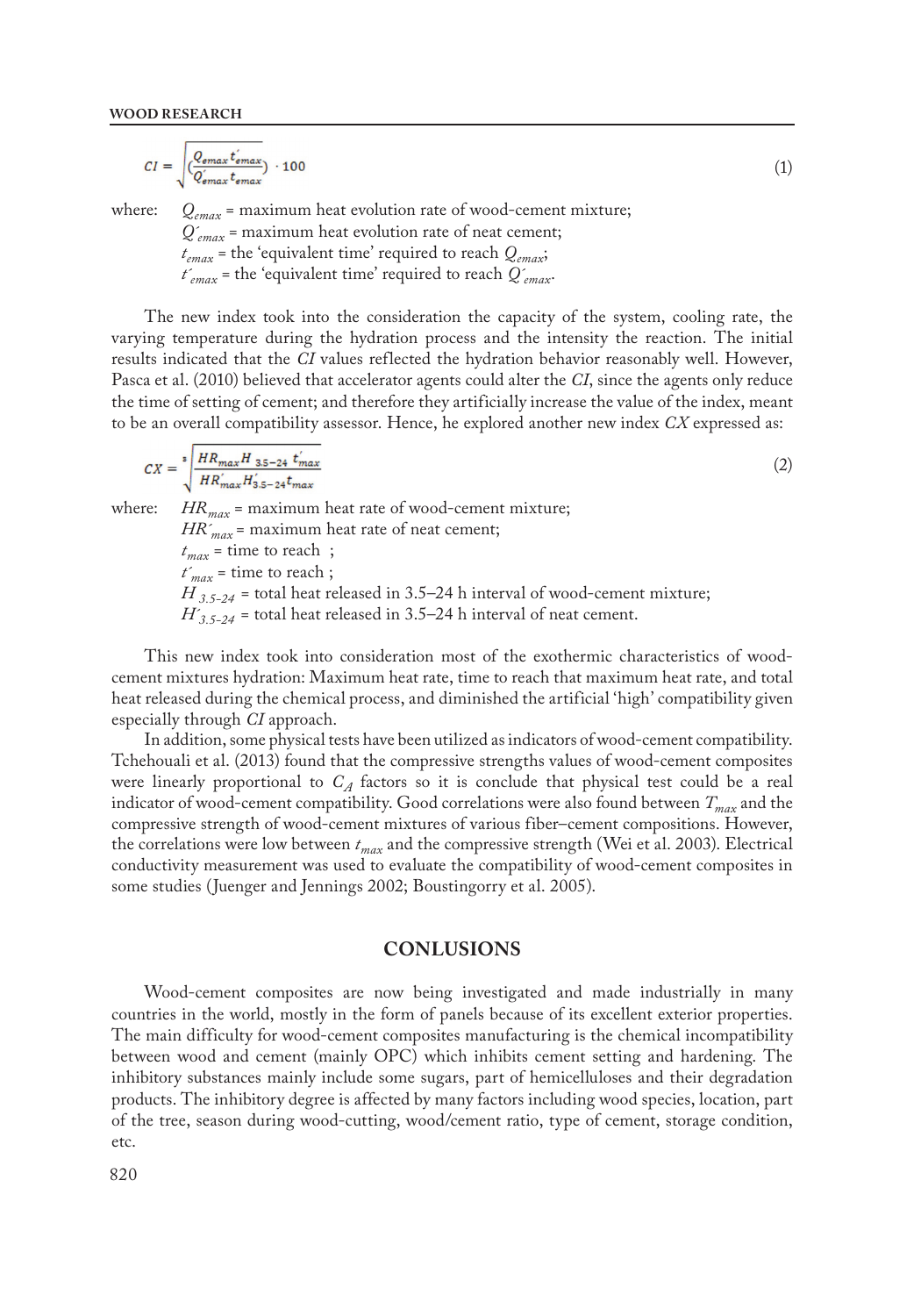$$CI = \sqrt{\left(\frac{Q_{emax}\, t'_{emax}}{Q'_{emax}\, t_{emax}}\right)} \cdot 100 \tag{1}$$

where: $Q_{emax}$ = maximum heat evolution rate of wood-cement mixture;
$Q'_{emax}$ = maximum heat evolution rate of neat cement;
$t_{emax}$ = the 'equivalent time' required to reach $Q_{emax}$;
$t'_{emax}$ = the 'equivalent time' required to reach $Q'_{emax}$.

The new index took into the consideration the capacity of the system, cooling rate, the varying temperature during the hydration process and the intensity the reaction. The initial results indicated that the *CI* values reflected the hydration behavior reasonably well. However, Pasca et al. (2010) believed that accelerator agents could alter the *CI*, since the agents only reduce the time of setting of cement; and therefore they artificially increase the value of the index, meant to be an overall compatibility assessor. Hence, he explored another new index *CX* expressed as:

$$CX = \sqrt[s]{\frac{HR_{max} H_{3.5-24}\, t'_{max}}{HR'_{max} H'_{3.5-24} t_{max}}} \tag{2}$$

where: $HR_{max}$ = maximum heat rate of wood-cement mixture;
$HR'_{max}$ = maximum heat rate of neat cement;
$t_{max}$ = time to reach ;
$t'_{max}$ = time to reach ;
$H_{3.5-24}$ = total heat released in 3.5–24 h interval of wood-cement mixture;
$H'_{3.5-24}$ = total heat released in 3.5–24 h interval of neat cement.

This new index took into consideration most of the exothermic characteristics of wood-cement mixtures hydration: Maximum heat rate, time to reach that maximum heat rate, and total heat released during the chemical process, and diminished the artificial 'high' compatibility given especially through *CI* approach.

In addition, some physical tests have been utilized as indicators of wood-cement compatibility. Tchehouali et al. (2013) found that the compressive strengths values of wood-cement composites were linearly proportional to $C_A$ factors so it is conclude that physical test could be a real indicator of wood-cement compatibility. Good correlations were also found between $T_{max}$ and the compressive strength of wood-cement mixtures of various fiber–cement compositions. However, the correlations were low between $t_{max}$ and the compressive strength (Wei et al. 2003). Electrical conductivity measurement was used to evaluate the compatibility of wood-cement composites in some studies (Juenger and Jennings 2002; Boustingorry et al. 2005).

## CONLUSIONS

Wood-cement composites are now being investigated and made industrially in many countries in the world, mostly in the form of panels because of its excellent exterior properties. The main difficulty for wood-cement composites manufacturing is the chemical incompatibility between wood and cement (mainly OPC) which inhibits cement setting and hardening. The inhibitory substances mainly include some sugars, part of hemicelluloses and their degradation products. The inhibitory degree is affected by many factors including wood species, location, part of the tree, season during wood-cutting, wood/cement ratio, type of cement, storage condition, etc.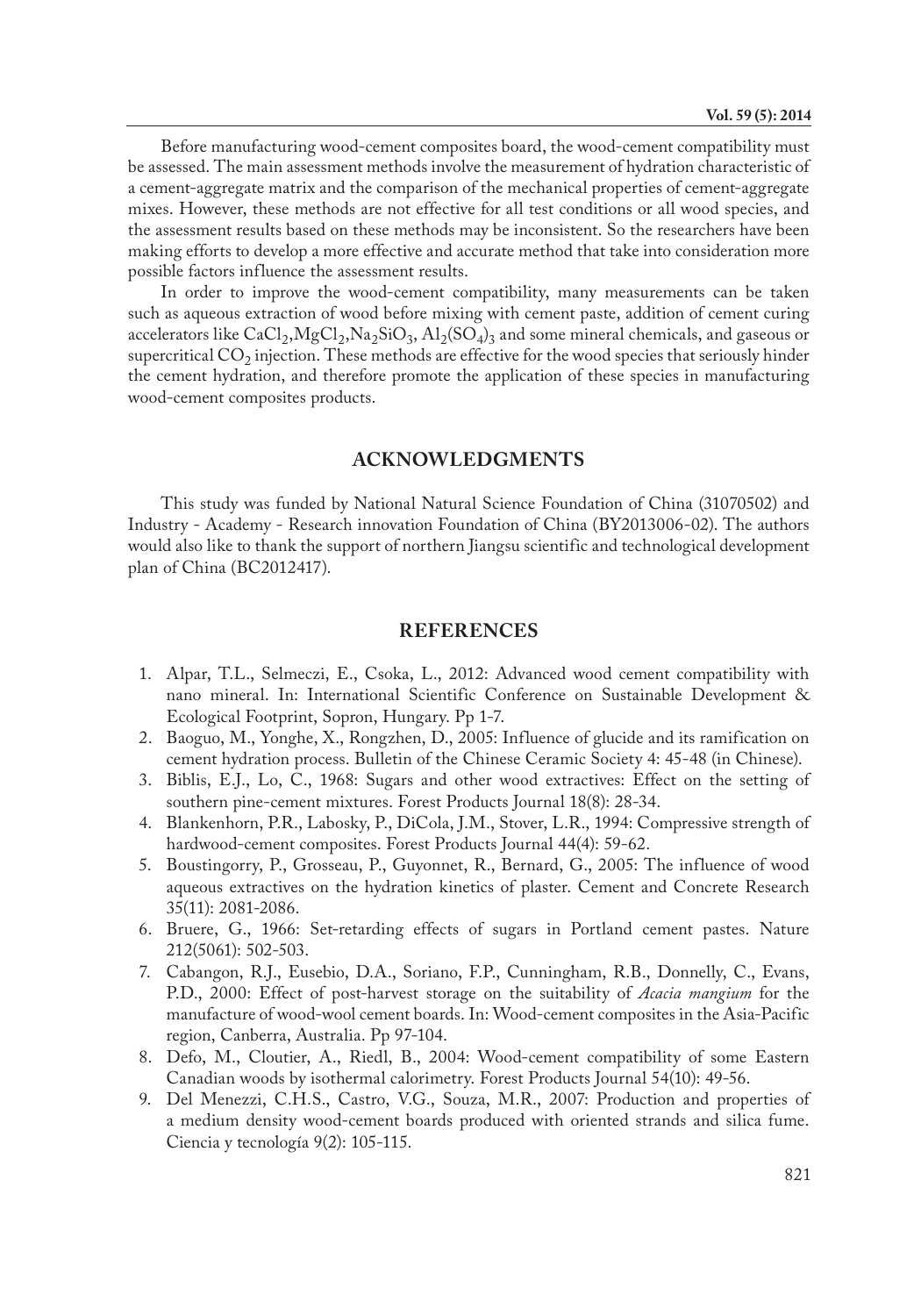Before manufacturing wood-cement composites board, the wood-cement compatibility must be assessed. The main assessment methods involve the measurement of hydration characteristic of a cement-aggregate matrix and the comparison of the mechanical properties of cement-aggregate mixes. However, these methods are not effective for all test conditions or all wood species, and the assessment results based on these methods may be inconsistent. So the researchers have been making efforts to develop a more effective and accurate method that take into consideration more possible factors influence the assessment results.

In order to improve the wood-cement compatibility, many measurements can be taken such as aqueous extraction of wood before mixing with cement paste, addition of cement curing accelerators like $CaCl_2$,$MgCl_2$,$Na_2SiO_3$, $Al_2(SO_4)_3$ and some mineral chemicals, and gaseous or supercritical $CO_2$ injection. These methods are effective for the wood species that seriously hinder the cement hydration, and therefore promote the application of these species in manufacturing wood-cement composites products.

## ACKNOWLEDGMENTS

This study was funded by National Natural Science Foundation of China (31070502) and Industry - Academy - Research innovation Foundation of China (BY2013006-02). The authors would also like to thank the support of northern Jiangsu scientific and technological development plan of China (BC2012417).

## REFERENCES

1. Alpar, T.L., Selmeczi, E., Csoka, L., 2012: Advanced wood cement compatibility with nano mineral. In: International Scientific Conference on Sustainable Development & Ecological Footprint, Sopron, Hungary. Pp 1-7.
2. Baoguo, M., Yonghe, X., Rongzhen, D., 2005: Influence of glucide and its ramification on cement hydration process. Bulletin of the Chinese Ceramic Society 4: 45-48 (in Chinese).
3. Biblis, E.J., Lo, C., 1968: Sugars and other wood extractives: Effect on the setting of southern pine-cement mixtures. Forest Products Journal 18(8): 28-34.
4. Blankenhorn, P.R., Labosky, P., DiCola, J.M., Stover, L.R., 1994: Compressive strength of hardwood-cement composites. Forest Products Journal 44(4): 59-62.
5. Boustingorry, P., Grosseau, P., Guyonnet, R., Bernard, G., 2005: The influence of wood aqueous extractives on the hydration kinetics of plaster. Cement and Concrete Research 35(11): 2081-2086.
6. Bruere, G., 1966: Set-retarding effects of sugars in Portland cement pastes. Nature 212(5061): 502-503.
7. Cabangon, R.J., Eusebio, D.A., Soriano, F.P., Cunningham, R.B., Donnelly, C., Evans, P.D., 2000: Effect of post-harvest storage on the suitability of *Acacia mangium* for the manufacture of wood-wool cement boards. In: Wood-cement composites in the Asia-Pacific region, Canberra, Australia. Pp 97-104.
8. Defo, M., Cloutier, A., Riedl, B., 2004: Wood-cement compatibility of some Eastern Canadian woods by isothermal calorimetry. Forest Products Journal 54(10): 49-56.
9. Del Menezzi, C.H.S., Castro, V.G., Souza, M.R., 2007: Production and properties of a medium density wood-cement boards produced with oriented strands and silica fume. Ciencia y tecnología 9(2): 105-115.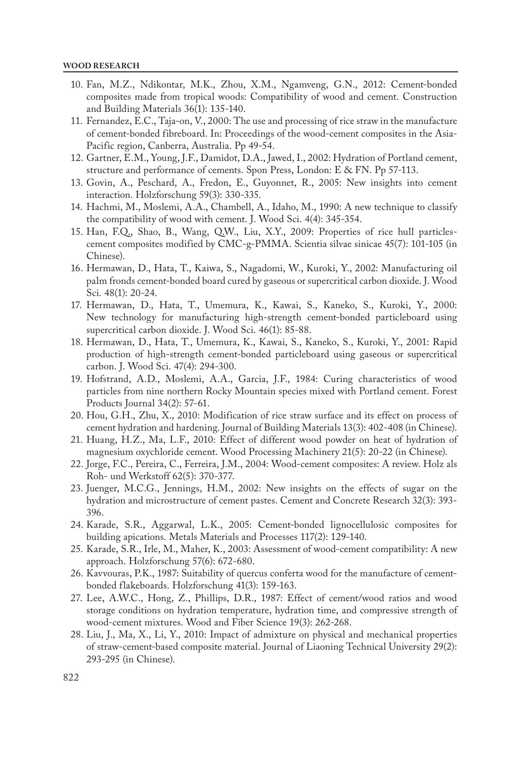10. Fan, M.Z., Ndikontar, M.K., Zhou, X.M., Ngamveng, G.N., 2012: Cement-bonded composites made from tropical woods: Compatibility of wood and cement. Construction and Building Materials 36(1): 135-140.
11. Fernandez, E.C., Taja-on, V., 2000: The use and processing of rice straw in the manufacture of cement-bonded fibreboard. In: Proceedings of the wood-cement composites in the Asia-Pacific region, Canberra, Australia. Pp 49-54.
12. Gartner, E.M., Young, J.F., Damidot, D.A., Jawed, I., 2002: Hydration of Portland cement, structure and performance of cements. Spon Press, London: E & FN. Pp 57-113.
13. Govin, A., Peschard, A., Fredon, E., Guyonnet, R., 2005: New insights into cement interaction. Holzforschung 59(3): 330-335.
14. Hachmi, M., Moslemi, A.A., Chambell, A., Idaho, M., 1990: A new technique to classify the compatibility of wood with cement. J. Wood Sci. 4(4): 345-354.
15. Han, F.Q., Shao, B., Wang, Q.W., Liu, X.Y., 2009: Properties of rice hull particles-cement composites modified by CMC-g-PMMA. Scientia silvae sinicae 45(7): 101-105 (in Chinese).
16. Hermawan, D., Hata, T., Kaiwa, S., Nagadomi, W., Kuroki, Y., 2002: Manufacturing oil palm fronds cement-bonded board cured by gaseous or supercritical carbon dioxide. J. Wood Sci. 48(1): 20-24.
17. Hermawan, D., Hata, T., Umemura, K., Kawai, S., Kaneko, S., Kuroki, Y., 2000: New technology for manufacturing high-strength cement-bonded particleboard using supercritical carbon dioxide. J. Wood Sci. 46(1): 85-88.
18. Hermawan, D., Hata, T., Umemura, K., Kawai, S., Kaneko, S., Kuroki, Y., 2001: Rapid production of high-strength cement-bonded particleboard using gaseous or supercritical carbon. J. Wood Sci. 47(4): 294-300.
19. Hofstrand, A.D., Moslemi, A.A., Garcia, J.F., 1984: Curing characteristics of wood particles from nine northern Rocky Mountain species mixed with Portland cement. Forest Products Journal 34(2): 57-61.
20. Hou, G.H., Zhu, X., 2010: Modification of rice straw surface and its effect on process of cement hydration and hardening. Journal of Building Materials 13(3): 402-408 (in Chinese).
21. Huang, H.Z., Ma, L.F., 2010: Effect of different wood powder on heat of hydration of magnesium oxychloride cement. Wood Processing Machinery 21(5): 20-22 (in Chinese).
22. Jorge, F.C., Pereira, C., Ferreira, J.M., 2004: Wood-cement composites: A review. Holz als Roh- und Werkstoff 62(5): 370-377.
23. Juenger, M.C.G., Jennings, H.M., 2002: New insights on the effects of sugar on the hydration and microstructure of cement pastes. Cement and Concrete Research 32(3): 393-396.
24. Karade, S.R., Aggarwal, L.K., 2005: Cement-bonded lignocellulosic composites for building apications. Metals Materials and Processes 117(2): 129-140.
25. Karade, S.R., Irle, M., Maher, K., 2003: Assessment of wood-cement compatibility: A new approach. Holzforschung 57(6): 672-680.
26. Kavvouras, P.K., 1987: Suitability of quercus conferta wood for the manufacture of cement-bonded flakeboards. Holzforschung 41(3): 159-163.
27. Lee, A.W.C., Hong, Z., Phillips, D.R., 1987: Effect of cement/wood ratios and wood storage conditions on hydration temperature, hydration time, and compressive strength of wood-cement mixtures. Wood and Fiber Science 19(3): 262-268.
28. Liu, J., Ma, X., Li, Y., 2010: Impact of admixture on physical and mechanical properties of straw-cement-based composite material. Journal of Liaoning Technical University 29(2): 293-295 (in Chinese).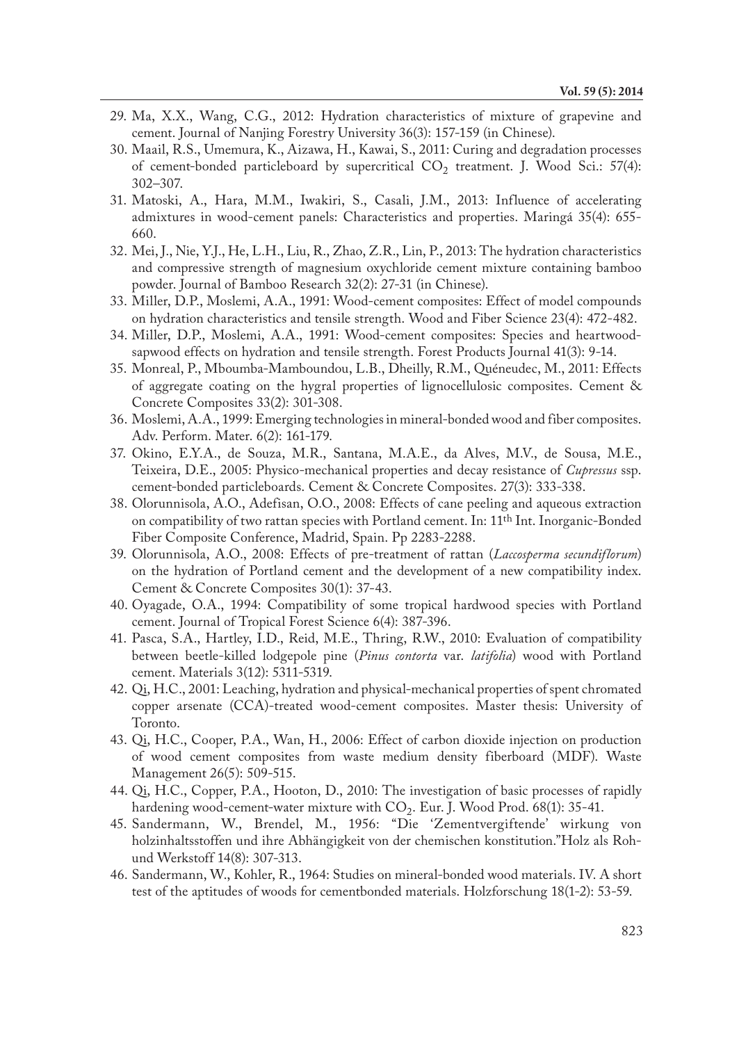29. Ma, X.X., Wang, C.G., 2012: Hydration characteristics of mixture of grapevine and cement. Journal of Nanjing Forestry University 36(3): 157-159 (in Chinese).
30. Maail, R.S., Umemura, K., Aizawa, H., Kawai, S., 2011: Curing and degradation processes of cement-bonded particleboard by supercritical $CO_2$ treatment. J. Wood Sci.: 57(4): 302–307.
31. Matoski, A., Hara, M.M., Iwakiri, S., Casali, J.M., 2013: Influence of accelerating admixtures in wood-cement panels: Characteristics and properties. Maringá 35(4): 655-660.
32. Mei, J., Nie, Y.J., He, L.H., Liu, R., Zhao, Z.R., Lin, P., 2013: The hydration characteristics and compressive strength of magnesium oxychloride cement mixture containing bamboo powder. Journal of Bamboo Research 32(2): 27-31 (in Chinese).
33. Miller, D.P., Moslemi, A.A., 1991: Wood-cement composites: Effect of model compounds on hydration characteristics and tensile strength. Wood and Fiber Science 23(4): 472-482.
34. Miller, D.P., Moslemi, A.A., 1991: Wood-cement composites: Species and heartwood-sapwood effects on hydration and tensile strength. Forest Products Journal 41(3): 9-14.
35. Monreal, P., Mboumba-Mamboundou, L.B., Dheilly, R.M., Quéneudec, M., 2011: Effects of aggregate coating on the hygral properties of lignocellulosic composites. Cement & Concrete Composites 33(2): 301-308.
36. Moslemi, A.A., 1999: Emerging technologies in mineral-bonded wood and fiber composites. Adv. Perform. Mater. 6(2): 161-179.
37. Okino, E.Y.A., de Souza, M.R., Santana, M.A.E., da Alves, M.V., de Sousa, M.E., Teixeira, D.E., 2005: Physico-mechanical properties and decay resistance of *Cupressus* ssp. cement-bonded particleboards. Cement & Concrete Composites. 27(3): 333-338.
38. Olorunnisola, A.O., Adefisan, O.O., 2008: Effects of cane peeling and aqueous extraction on compatibility of two rattan species with Portland cement. In: 11th Int. Inorganic-Bonded Fiber Composite Conference, Madrid, Spain. Pp 2283-2288.
39. Olorunnisola, A.O., 2008: Effects of pre-treatment of rattan (*Laccosperma secundiflorum*) on the hydration of Portland cement and the development of a new compatibility index. Cement & Concrete Composites 30(1): 37-43.
40. Oyagade, O.A., 1994: Compatibility of some tropical hardwood species with Portland cement. Journal of Tropical Forest Science 6(4): 387-396.
41. Pasca, S.A., Hartley, I.D., Reid, M.E., Thring, R.W., 2010: Evaluation of compatibility between beetle-killed lodgepole pine (*Pinus contorta* var. *latifolia*) wood with Portland cement. Materials 3(12): 5311-5319.
42. Qi, H.C., 2001: Leaching, hydration and physical-mechanical properties of spent chromated copper arsenate (CCA)-treated wood-cement composites. Master thesis: University of Toronto.
43. Qi, H.C., Cooper, P.A., Wan, H., 2006: Effect of carbon dioxide injection on production of wood cement composites from waste medium density fiberboard (MDF). Waste Management 26(5): 509-515.
44. Qi, H.C., Copper, P.A., Hooton, D., 2010: The investigation of basic processes of rapidly hardening wood-cement-water mixture with $CO_2$. Eur. J. Wood Prod. 68(1): 35-41.
45. Sandermann, W., Brendel, M., 1956: "Die 'Zementvergiftende' wirkung von holzinhaltsstoffen und ihre Abhängigkeit von der chemischen konstitution."Holz als Roh-und Werkstoff 14(8): 307-313.
46. Sandermann, W., Kohler, R., 1964: Studies on mineral-bonded wood materials. IV. A short test of the aptitudes of woods for cementbonded materials. Holzforschung 18(1-2): 53-59.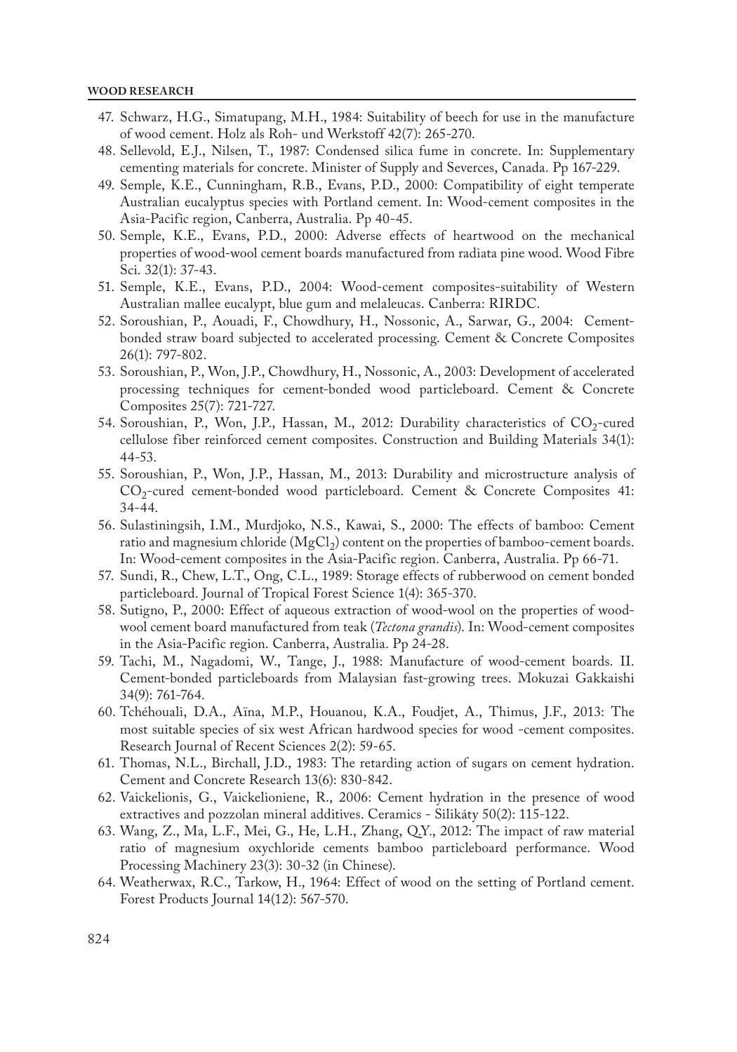47. Schwarz, H.G., Simatupang, M.H., 1984: Suitability of beech for use in the manufacture of wood cement. Holz als Roh- und Werkstoff 42(7): 265-270.
48. Sellevold, E.J., Nilsen, T., 1987: Condensed silica fume in concrete. In: Supplementary cementing materials for concrete. Minister of Supply and Severces, Canada. Pp 167-229.
49. Semple, K.E., Cunningham, R.B., Evans, P.D., 2000: Compatibility of eight temperate Australian eucalyptus species with Portland cement. In: Wood-cement composites in the Asia-Pacific region, Canberra, Australia. Pp 40-45.
50. Semple, K.E., Evans, P.D., 2000: Adverse effects of heartwood on the mechanical properties of wood-wool cement boards manufactured from radiata pine wood. Wood Fibre Sci. 32(1): 37-43.
51. Semple, K.E., Evans, P.D., 2004: Wood-cement composites-suitability of Western Australian mallee eucalypt, blue gum and melaleucas. Canberra: RIRDC.
52. Soroushian, P., Aouadi, F., Chowdhury, H., Nossonic, A., Sarwar, G., 2004: Cement-bonded straw board subjected to accelerated processing. Cement & Concrete Composites 26(1): 797-802.
53. Soroushian, P., Won, J.P., Chowdhury, H., Nossonic, A., 2003: Development of accelerated processing techniques for cement-bonded wood particleboard. Cement & Concrete Composites 25(7): 721-727.
54. Soroushian, P., Won, J.P., Hassan, M., 2012: Durability characteristics of $CO_2$-cured cellulose fiber reinforced cement composites. Construction and Building Materials 34(1): 44-53.
55. Soroushian, P., Won, J.P., Hassan, M., 2013: Durability and microstructure analysis of $CO_2$-cured cement-bonded wood particleboard. Cement & Concrete Composites 41: 34-44.
56. Sulastiningsih, I.M., Murdjoko, N.S., Kawai, S., 2000: The effects of bamboo: Cement ratio and magnesium chloride ($MgCl_2$) content on the properties of bamboo-cement boards. In: Wood-cement composites in the Asia-Pacific region. Canberra, Australia. Pp 66-71.
57. Sundi, R., Chew, L.T., Ong, C.L., 1989: Storage effects of rubberwood on cement bonded particleboard. Journal of Tropical Forest Science 1(4): 365-370.
58. Sutigno, P., 2000: Effect of aqueous extraction of wood-wool on the properties of wood-wool cement board manufactured from teak (*Tectona grandis*). In: Wood-cement composites in the Asia-Pacific region. Canberra, Australia. Pp 24-28.
59. Tachi, M., Nagadomi, W., Tange, J., 1988: Manufacture of wood-cement boards. II. Cement-bonded particleboards from Malaysian fast-growing trees. Mokuzai Gakkaishi 34(9): 761-764.
60. Tchéhouali, D.A., Aïna, M.P., Houanou, K.A., Foudjet, A., Thimus, J.F., 2013: The most suitable species of six west African hardwood species for wood -cement composites. Research Journal of Recent Sciences 2(2): 59-65.
61. Thomas, N.L., Birchall, J.D., 1983: The retarding action of sugars on cement hydration. Cement and Concrete Research 13(6): 830-842.
62. Vaickelionis, G., Vaickelioniene, R., 2006: Cement hydration in the presence of wood extractives and pozzolan mineral additives. Ceramics - Silikáty 50(2): 115-122.
63. Wang, Z., Ma, L.F., Mei, G., He, L.H., Zhang, Q.Y., 2012: The impact of raw material ratio of magnesium oxychloride cements bamboo particleboard performance. Wood Processing Machinery 23(3): 30-32 (in Chinese).
64. Weatherwax, R.C., Tarkow, H., 1964: Effect of wood on the setting of Portland cement. Forest Products Journal 14(12): 567-570.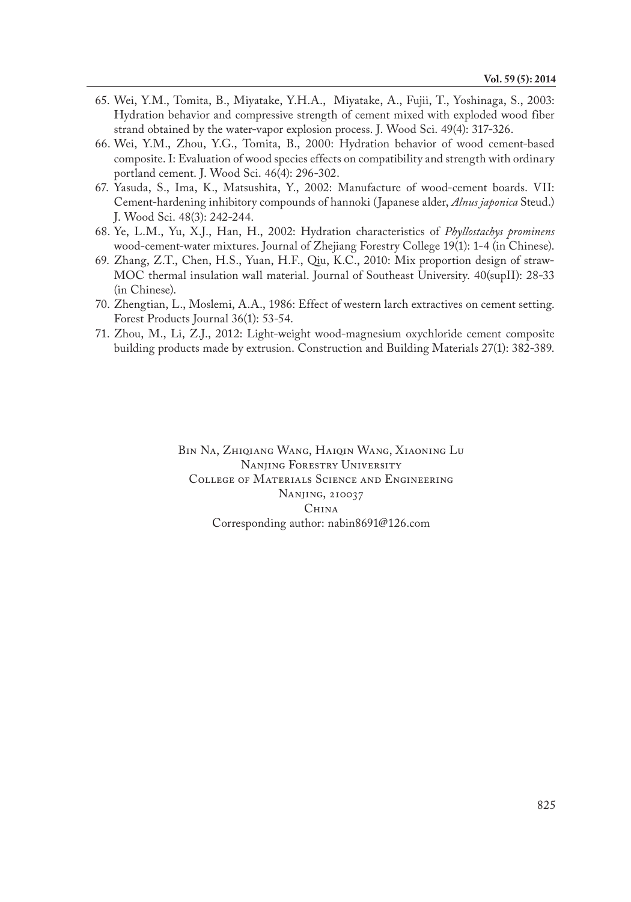65. Wei, Y.M., Tomita, B., Miyatake, Y.H.A., Miyatake, A., Fujii, T., Yoshinaga, S., 2003: Hydration behavior and compressive strength of cement mixed with exploded wood fiber strand obtained by the water-vapor explosion process. J. Wood Sci. 49(4): 317-326.
66. Wei, Y.M., Zhou, Y.G., Tomita, B., 2000: Hydration behavior of wood cement-based composite. I: Evaluation of wood species effects on compatibility and strength with ordinary portland cement. J. Wood Sci. 46(4): 296-302.
67. Yasuda, S., Ima, K., Matsushita, Y., 2002: Manufacture of wood-cement boards. VII: Cement-hardening inhibitory compounds of hannoki (Japanese alder, *Alnus japonica* Steud.) J. Wood Sci. 48(3): 242-244.
68. Ye, L.M., Yu, X.J., Han, H., 2002: Hydration characteristics of *Phyllostachys prominens* wood-cement-water mixtures. Journal of Zhejiang Forestry College 19(1): 1-4 (in Chinese).
69. Zhang, Z.T., Chen, H.S., Yuan, H.F., Qiu, K.C., 2010: Mix proportion design of straw-MOC thermal insulation wall material. Journal of Southeast University. 40(supII): 28-33 (in Chinese).
70. Zhengtian, L., Moslemi, A.A., 1986: Effect of western larch extractives on cement setting. Forest Products Journal 36(1): 53-54.
71. Zhou, M., Li, Z.J., 2012: Light-weight wood-magnesium oxychloride cement composite building products made by extrusion. Construction and Building Materials 27(1): 382-389.

Bin Na, Zhiqiang Wang, Haiqin Wang, Xiaoning Lu
Nanjing Forestry University
College of Materials Science and Engineering
Nanjing, 210037
China
Corresponding author: nabin8691@126.com